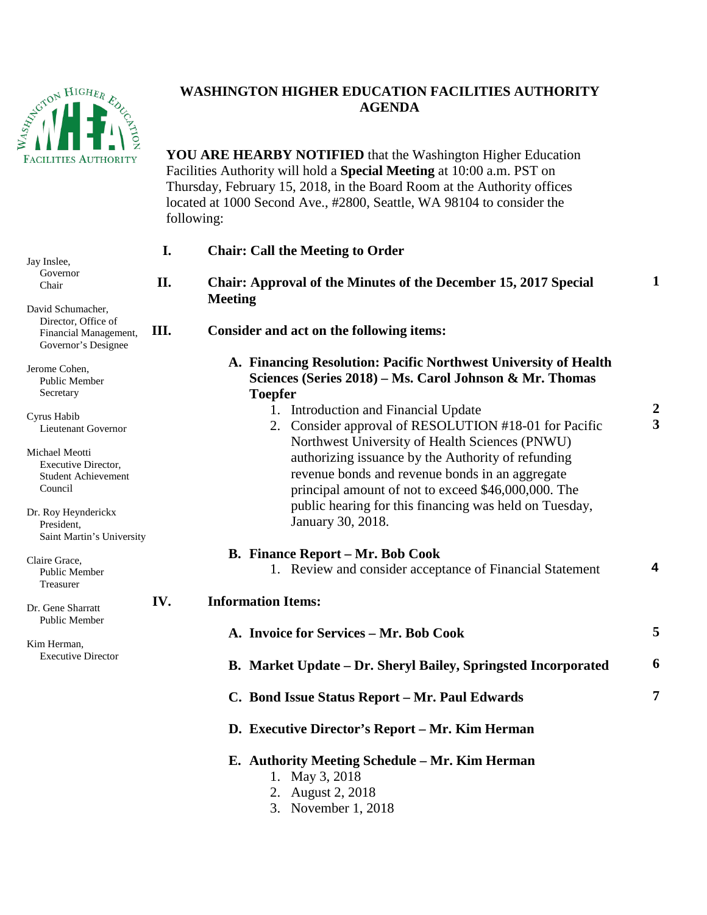# WASHINGTON HIGHER EDUCATION FACILITIES AUTHORITY
# AGENDA

**YOU ARE HEARBY NOTIFIED** that the Washington Higher Education Facilities Authority will hold a **Special Meeting** at 10:00 a.m. PST on Thursday, February 15, 2018, in the Board Room at the Authority offices located at 1000 Second Ave., #2800, Seattle, WA 98104 to consider the following:

Jay Inslee,
Governor
Chair

David Schumacher,
Director, Office of Financial Management,
Governor's Designee

Jerome Cohen,
Public Member
Secretary

Cyrus Habib
Lieutenant Governor

Michael Meotti
Executive Director,
Student Achievement Council

Dr. Roy Heynderickx
President,
Saint Martin's University

Claire Grace,
Public Member
Treasurer

Dr. Gene Sharratt
Public Member

Kim Herman,
Executive Director

**I. Chair: Call the Meeting to Order**

**II. Chair: Approval of the Minutes of the December 15, 2017 Special Meeting** — 1

**III. Consider and act on the following items:**

**A. Financing Resolution: Pacific Northwest University of Health Sciences (Series 2018) – Ms. Carol Johnson & Mr. Thomas Toepfer**

1. Introduction and Financial Update — 2
2. Consider approval of RESOLUTION #18-01 for Pacific Northwest University of Health Sciences (PNWU) authorizing issuance by the Authority of refunding revenue bonds and revenue bonds in an aggregate principal amount of not to exceed $46,000,000. The public hearing for this financing was held on Tuesday, January 30, 2018. — 3

**B. Finance Report – Mr. Bob Cook**

1. Review and consider acceptance of Financial Statement — 4

**IV. Information Items:**

**A. Invoice for Services – Mr. Bob Cook** — 5

**B. Market Update – Dr. Sheryl Bailey, Springsted Incorporated** — 6

**C. Bond Issue Status Report – Mr. Paul Edwards** — 7

**D. Executive Director's Report – Mr. Kim Herman**

**E. Authority Meeting Schedule – Mr. Kim Herman**

1. May 3, 2018
2. August 2, 2018
3. November 1, 2018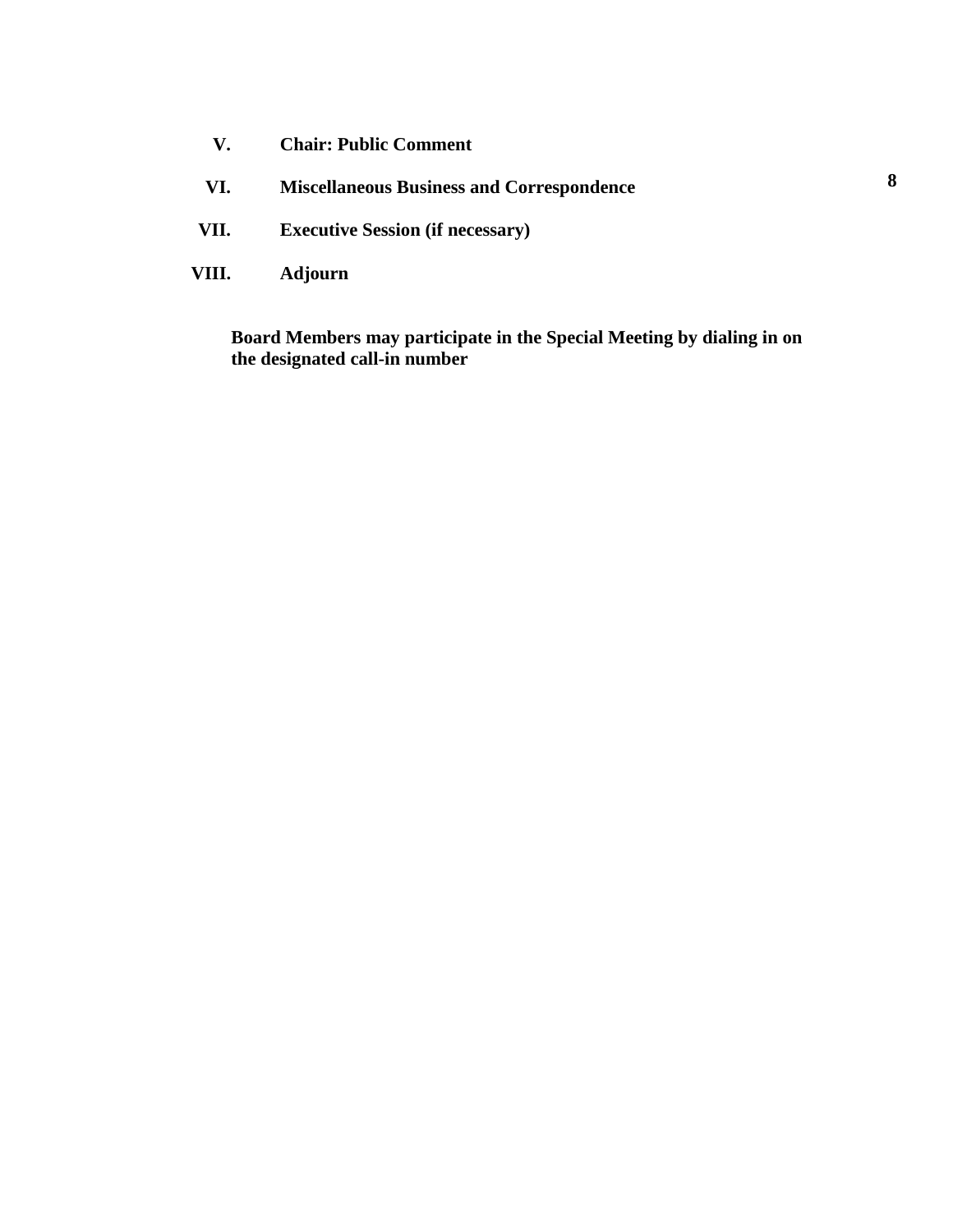**V. Chair: Public Comment**

**VI. Miscellaneous Business and Correspondence** **8**

**VII. Executive Session (if necessary)**

**VIII. Adjourn**

**Board Members may participate in the Special Meeting by dialing in on the designated call-in number**